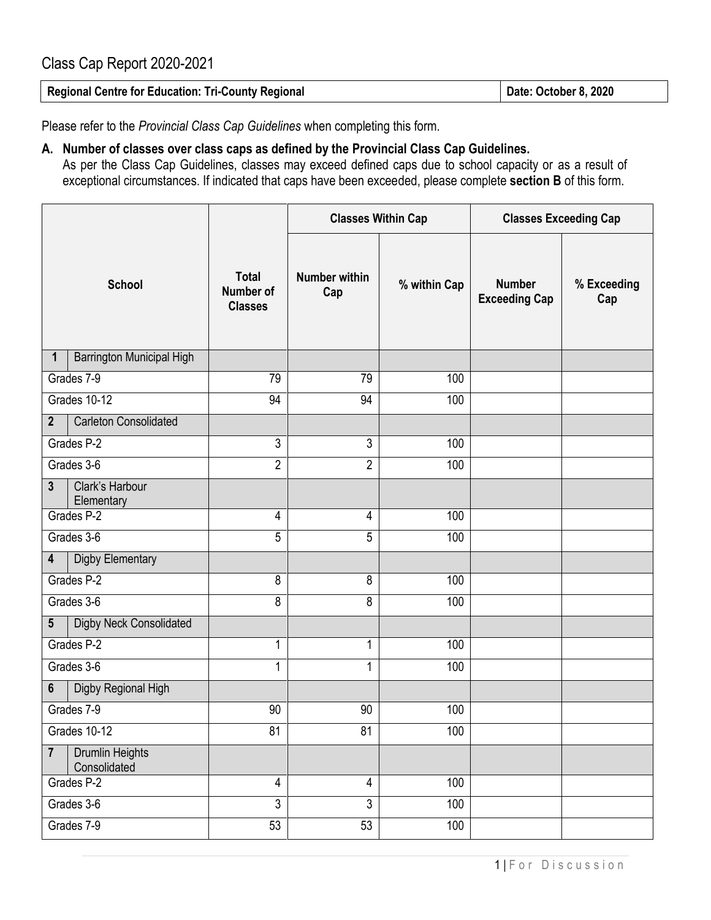# Class Cap Report 2020-2021

| **Regional Centre for Education: Tri-County Regional** | **Date: October 8, 2020** |
|---|---|

Please refer to the *Provincial Class Cap Guidelines* when completing this form.

**A. Number of classes over class caps as defined by the Provincial Class Cap Guidelines.**
As per the Class Cap Guidelines, classes may exceed defined caps due to school capacity or as a result of exceptional circumstances. If indicated that caps have been exceeded, please complete **section B** of this form.

| School | Total Number of Classes | Classes Within Cap | | Classes Exceeding Cap | |
|---|---|---|---|---|---|
| | | Number within Cap | % within Cap | Number Exceeding Cap | % Exceeding Cap |
| **1** Barrington Municipal High | | | | | |
| Grades 7-9 | 79 | 79 | 100 | | |
| Grades 10-12 | 94 | 94 | 100 | | |
| **2** Carleton Consolidated | | | | | |
| Grades P-2 | 3 | 3 | 100 | | |
| Grades 3-6 | 2 | 2 | 100 | | |
| **3** Clark's Harbour Elementary | | | | | |
| Grades P-2 | 4 | 4 | 100 | | |
| Grades 3-6 | 5 | 5 | 100 | | |
| **4** Digby Elementary | | | | | |
| Grades P-2 | 8 | 8 | 100 | | |
| Grades 3-6 | 8 | 8 | 100 | | |
| **5** Digby Neck Consolidated | | | | | |
| Grades P-2 | 1 | 1 | 100 | | |
| Grades 3-6 | 1 | 1 | 100 | | |
| **6** Digby Regional High | | | | | |
| Grades 7-9 | 90 | 90 | 100 | | |
| Grades 10-12 | 81 | 81 | 100 | | |
| **7** Drumlin Heights Consolidated | | | | | |
| Grades P-2 | 4 | 4 | 100 | | |
| Grades 3-6 | 3 | 3 | 100 | | |
| Grades 7-9 | 53 | 53 | 100 | | |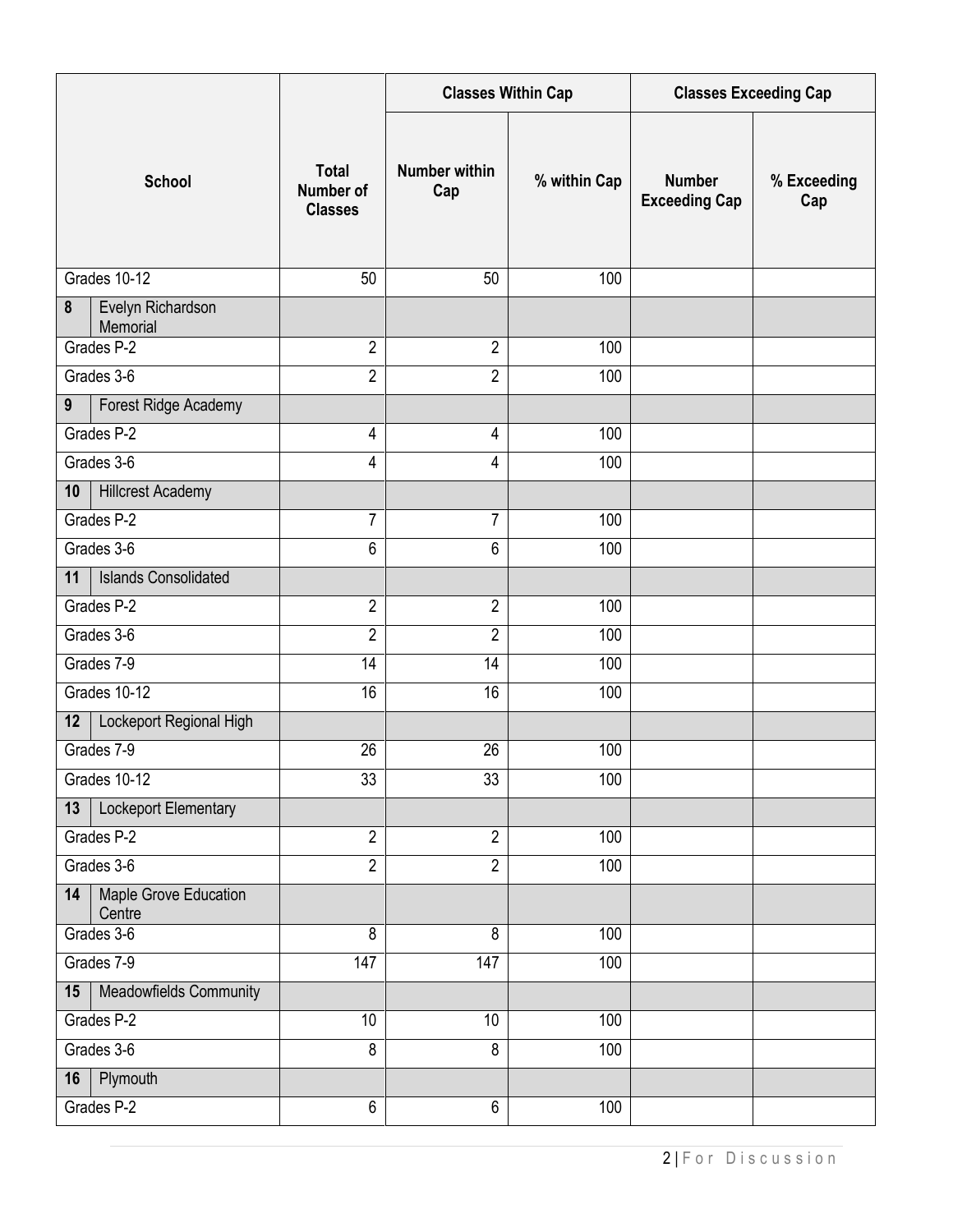| School | | Total Number of Classes | Classes Within Cap | | Classes Exceeding Cap | |
|---|---|---|---|---|---|---|
| | | | Number within Cap | % within Cap | Number Exceeding Cap | % Exceeding Cap |
| Grades 10-12 | | 50 | 50 | 100 | | |
| 8 | Evelyn Richardson Memorial | | | | | |
| Grades P-2 | | 2 | 2 | 100 | | |
| Grades 3-6 | | 2 | 2 | 100 | | |
| 9 | Forest Ridge Academy | | | | | |
| Grades P-2 | | 4 | 4 | 100 | | |
| Grades 3-6 | | 4 | 4 | 100 | | |
| 10 | Hillcrest Academy | | | | | |
| Grades P-2 | | 7 | 7 | 100 | | |
| Grades 3-6 | | 6 | 6 | 100 | | |
| 11 | Islands Consolidated | | | | | |
| Grades P-2 | | 2 | 2 | 100 | | |
| Grades 3-6 | | 2 | 2 | 100 | | |
| Grades 7-9 | | 14 | 14 | 100 | | |
| Grades 10-12 | | 16 | 16 | 100 | | |
| 12 | Lockeport Regional High | | | | | |
| Grades 7-9 | | 26 | 26 | 100 | | |
| Grades 10-12 | | 33 | 33 | 100 | | |
| 13 | Lockeport Elementary | | | | | |
| Grades P-2 | | 2 | 2 | 100 | | |
| Grades 3-6 | | 2 | 2 | 100 | | |
| 14 | Maple Grove Education Centre | | | | | |
| Grades 3-6 | | 8 | 8 | 100 | | |
| Grades 7-9 | | 147 | 147 | 100 | | |
| 15 | Meadowfields Community | | | | | |
| Grades P-2 | | 10 | 10 | 100 | | |
| Grades 3-6 | | 8 | 8 | 100 | | |
| 16 | Plymouth | | | | | |
| Grades P-2 | | 6 | 6 | 100 | | |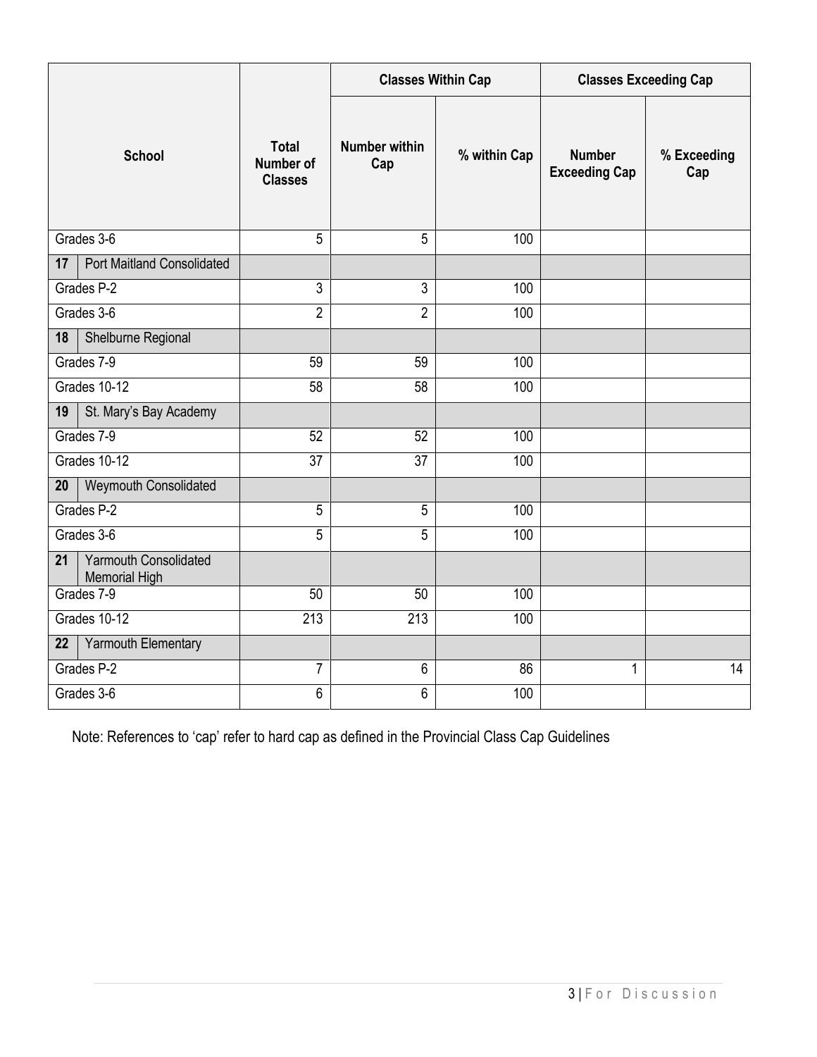| School | Total Number of Classes | Classes Within Cap | | Classes Exceeding Cap | |
|---|---|---|---|---|---|
| | | Number within Cap | % within Cap | Number Exceeding Cap | % Exceeding Cap |
| Grades 3-6 | 5 | 5 | 100 | | |
| **17** Port Maitland Consolidated | | | | | |
| Grades P-2 | 3 | 3 | 100 | | |
| Grades 3-6 | 2 | 2 | 100 | | |
| **18** Shelburne Regional | | | | | |
| Grades 7-9 | 59 | 59 | 100 | | |
| Grades 10-12 | 58 | 58 | 100 | | |
| **19** St. Mary's Bay Academy | | | | | |
| Grades 7-9 | 52 | 52 | 100 | | |
| Grades 10-12 | 37 | 37 | 100 | | |
| **20** Weymouth Consolidated | | | | | |
| Grades P-2 | 5 | 5 | 100 | | |
| Grades 3-6 | 5 | 5 | 100 | | |
| **21** Yarmouth Consolidated Memorial High | | | | | |
| Grades 7-9 | 50 | 50 | 100 | | |
| Grades 10-12 | 213 | 213 | 100 | | |
| **22** Yarmouth Elementary | | | | | |
| Grades P-2 | 7 | 6 | 86 | 1 | 14 |
| Grades 3-6 | 6 | 6 | 100 | | |

Note: References to 'cap' refer to hard cap as defined in the Provincial Class Cap Guidelines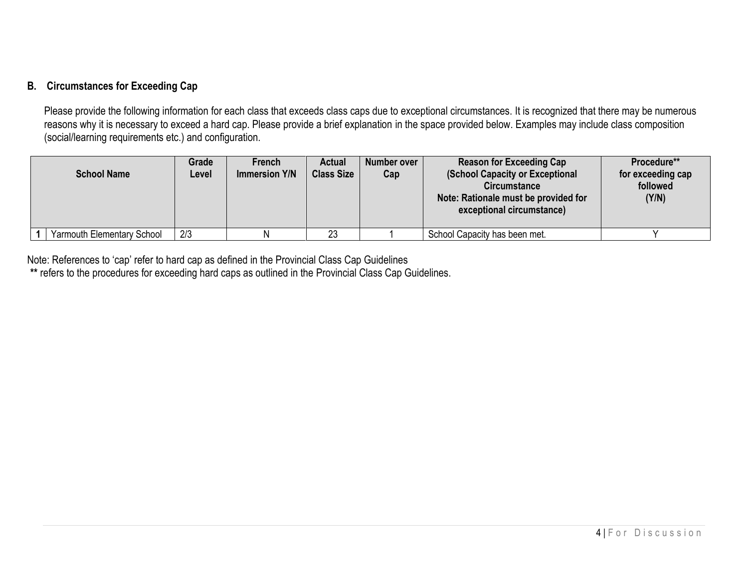### B. Circumstances for Exceeding Cap

Please provide the following information for each class that exceeds class caps due to exceptional circumstances. It is recognized that there may be numerous reasons why it is necessary to exceed a hard cap. Please provide a brief explanation in the space provided below. Examples may include class composition (social/learning requirements etc.) and configuration.

| | School Name | Grade Level | French Immersion Y/N | Actual Class Size | Number over Cap | Reason for Exceeding Cap (School Capacity or Exceptional Circumstance Note: Rationale must be provided for exceptional circumstance) | Procedure** for exceeding cap followed (Y/N) |
|---|---|---|---|---|---|---|---|
| 1 | Yarmouth Elementary School | 2/3 | N | 23 | 1 | School Capacity has been met. | Y |

Note: References to 'cap' refer to hard cap as defined in the Provincial Class Cap Guidelines

** refers to the procedures for exceeding hard caps as outlined in the Provincial Class Cap Guidelines.